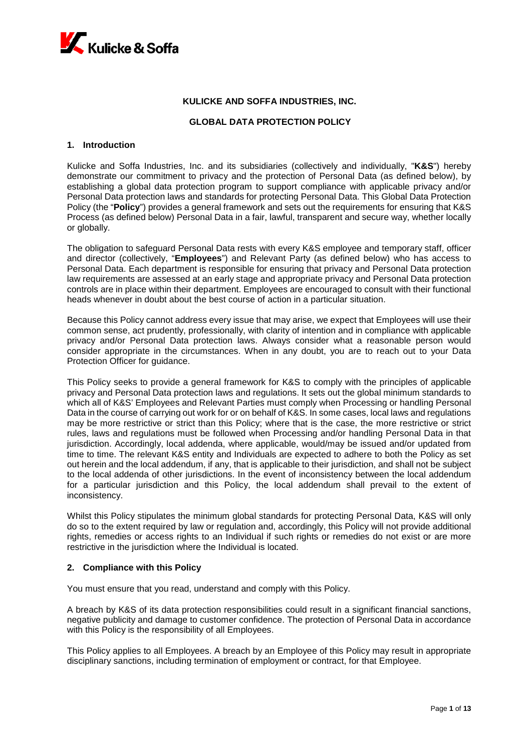# KULICKE AND SOFFA INDUSTRIES, INC.

## GLOBAL DATA PROTECTION POLICY

### 1. Introduction

Kulicke and Soffa Industries, Inc. and its subsidiaries (collectively and individually, "**K&S**") hereby demonstrate our commitment to privacy and the protection of Personal Data (as defined below), by establishing a global data protection program to support compliance with applicable privacy and/or Personal Data protection laws and standards for protecting Personal Data. This Global Data Protection Policy (the "**Policy**") provides a general framework and sets out the requirements for ensuring that K&S Process (as defined below) Personal Data in a fair, lawful, transparent and secure way, whether locally or globally.

The obligation to safeguard Personal Data rests with every K&S employee and temporary staff, officer and director (collectively, "**Employees**") and Relevant Party (as defined below) who has access to Personal Data. Each department is responsible for ensuring that privacy and Personal Data protection law requirements are assessed at an early stage and appropriate privacy and Personal Data protection controls are in place within their department. Employees are encouraged to consult with their functional heads whenever in doubt about the best course of action in a particular situation.

Because this Policy cannot address every issue that may arise, we expect that Employees will use their common sense, act prudently, professionally, with clarity of intention and in compliance with applicable privacy and/or Personal Data protection laws. Always consider what a reasonable person would consider appropriate in the circumstances. When in any doubt, you are to reach out to your Data Protection Officer for guidance.

This Policy seeks to provide a general framework for K&S to comply with the principles of applicable privacy and Personal Data protection laws and regulations. It sets out the global minimum standards to which all of K&S' Employees and Relevant Parties must comply when Processing or handling Personal Data in the course of carrying out work for or on behalf of K&S. In some cases, local laws and regulations may be more restrictive or strict than this Policy; where that is the case, the more restrictive or strict rules, laws and regulations must be followed when Processing and/or handling Personal Data in that jurisdiction. Accordingly, local addenda, where applicable, would/may be issued and/or updated from time to time. The relevant K&S entity and Individuals are expected to adhere to both the Policy as set out herein and the local addendum, if any, that is applicable to their jurisdiction, and shall not be subject to the local addenda of other jurisdictions. In the event of inconsistency between the local addendum for a particular jurisdiction and this Policy, the local addendum shall prevail to the extent of inconsistency.

Whilst this Policy stipulates the minimum global standards for protecting Personal Data, K&S will only do so to the extent required by law or regulation and, accordingly, this Policy will not provide additional rights, remedies or access rights to an Individual if such rights or remedies do not exist or are more restrictive in the jurisdiction where the Individual is located.

### 2. Compliance with this Policy

You must ensure that you read, understand and comply with this Policy.

A breach by K&S of its data protection responsibilities could result in a significant financial sanctions, negative publicity and damage to customer confidence. The protection of Personal Data in accordance with this Policy is the responsibility of all Employees.

This Policy applies to all Employees. A breach by an Employee of this Policy may result in appropriate disciplinary sanctions, including termination of employment or contract, for that Employee.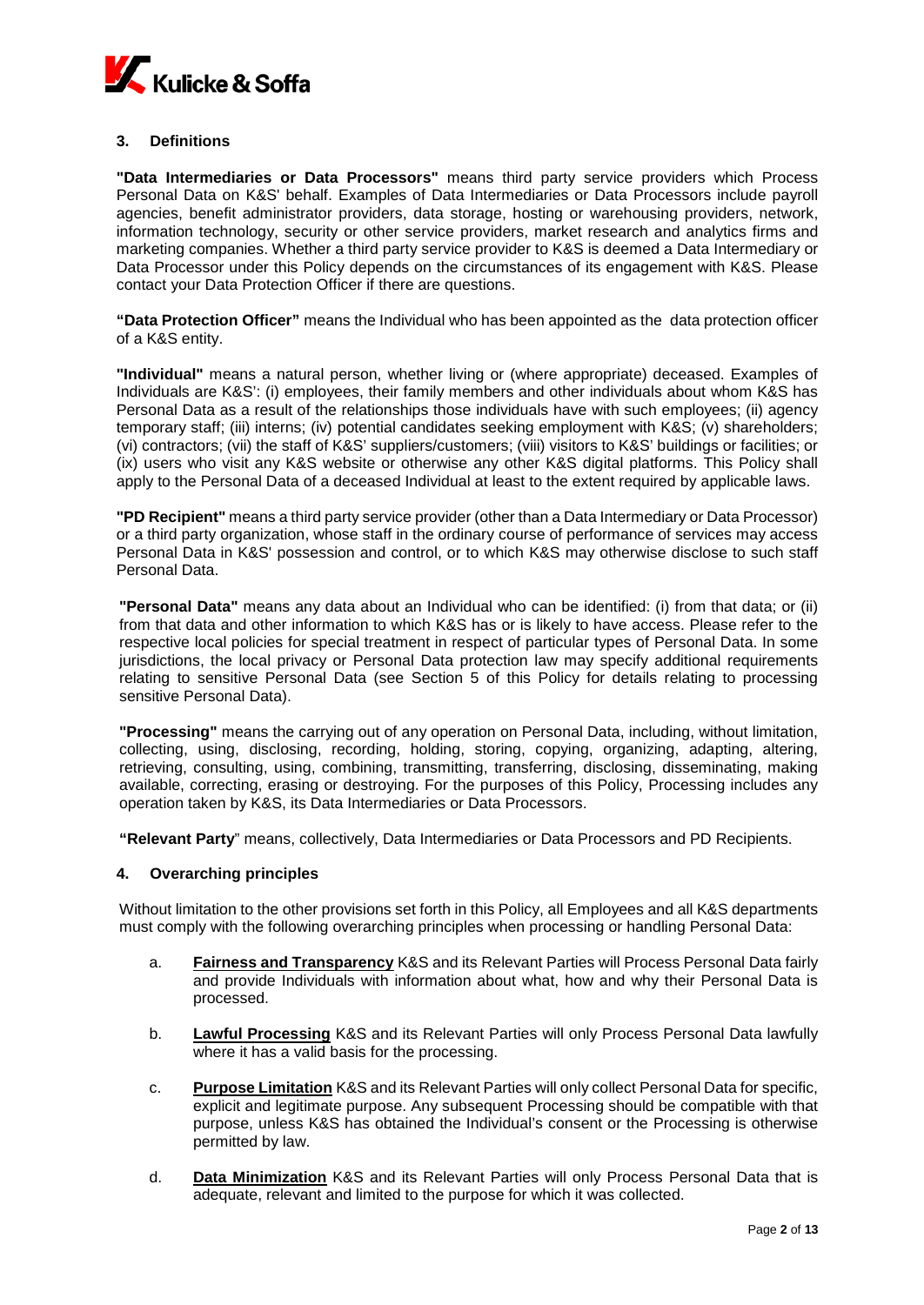## 3. Definitions

**"Data Intermediaries or Data Processors"** means third party service providers which Process Personal Data on K&S' behalf. Examples of Data Intermediaries or Data Processors include payroll agencies, benefit administrator providers, data storage, hosting or warehousing providers, network, information technology, security or other service providers, market research and analytics firms and marketing companies. Whether a third party service provider to K&S is deemed a Data Intermediary or Data Processor under this Policy depends on the circumstances of its engagement with K&S. Please contact your Data Protection Officer if there are questions.

**"Data Protection Officer"** means the Individual who has been appointed as the data protection officer of a K&S entity.

**"Individual"** means a natural person, whether living or (where appropriate) deceased. Examples of Individuals are K&S': (i) employees, their family members and other individuals about whom K&S has Personal Data as a result of the relationships those individuals have with such employees; (ii) agency temporary staff; (iii) interns; (iv) potential candidates seeking employment with K&S; (v) shareholders; (vi) contractors; (vii) the staff of K&S' suppliers/customers; (viii) visitors to K&S' buildings or facilities; or (ix) users who visit any K&S website or otherwise any other K&S digital platforms. This Policy shall apply to the Personal Data of a deceased Individual at least to the extent required by applicable laws.

**"PD Recipient"** means a third party service provider (other than a Data Intermediary or Data Processor) or a third party organization, whose staff in the ordinary course of performance of services may access Personal Data in K&S' possession and control, or to which K&S may otherwise disclose to such staff Personal Data.

**"Personal Data"** means any data about an Individual who can be identified: (i) from that data; or (ii) from that data and other information to which K&S has or is likely to have access. Please refer to the respective local policies for special treatment in respect of particular types of Personal Data. In some jurisdictions, the local privacy or Personal Data protection law may specify additional requirements relating to sensitive Personal Data (see Section 5 of this Policy for details relating to processing sensitive Personal Data).

**"Processing"** means the carrying out of any operation on Personal Data, including, without limitation, collecting, using, disclosing, recording, holding, storing, copying, organizing, adapting, altering, retrieving, consulting, using, combining, transmitting, transferring, disclosing, disseminating, making available, correcting, erasing or destroying. For the purposes of this Policy, Processing includes any operation taken by K&S, its Data Intermediaries or Data Processors.

**"Relevant Party"** means, collectively, Data Intermediaries or Data Processors and PD Recipients.

## 4. Overarching principles

Without limitation to the other provisions set forth in this Policy, all Employees and all K&S departments must comply with the following overarching principles when processing or handling Personal Data:

a. **Fairness and Transparency** K&S and its Relevant Parties will Process Personal Data fairly and provide Individuals with information about what, how and why their Personal Data is processed.

b. **Lawful Processing** K&S and its Relevant Parties will only Process Personal Data lawfully where it has a valid basis for the processing.

c. **Purpose Limitation** K&S and its Relevant Parties will only collect Personal Data for specific, explicit and legitimate purpose. Any subsequent Processing should be compatible with that purpose, unless K&S has obtained the Individual's consent or the Processing is otherwise permitted by law.

d. **Data Minimization** K&S and its Relevant Parties will only Process Personal Data that is adequate, relevant and limited to the purpose for which it was collected.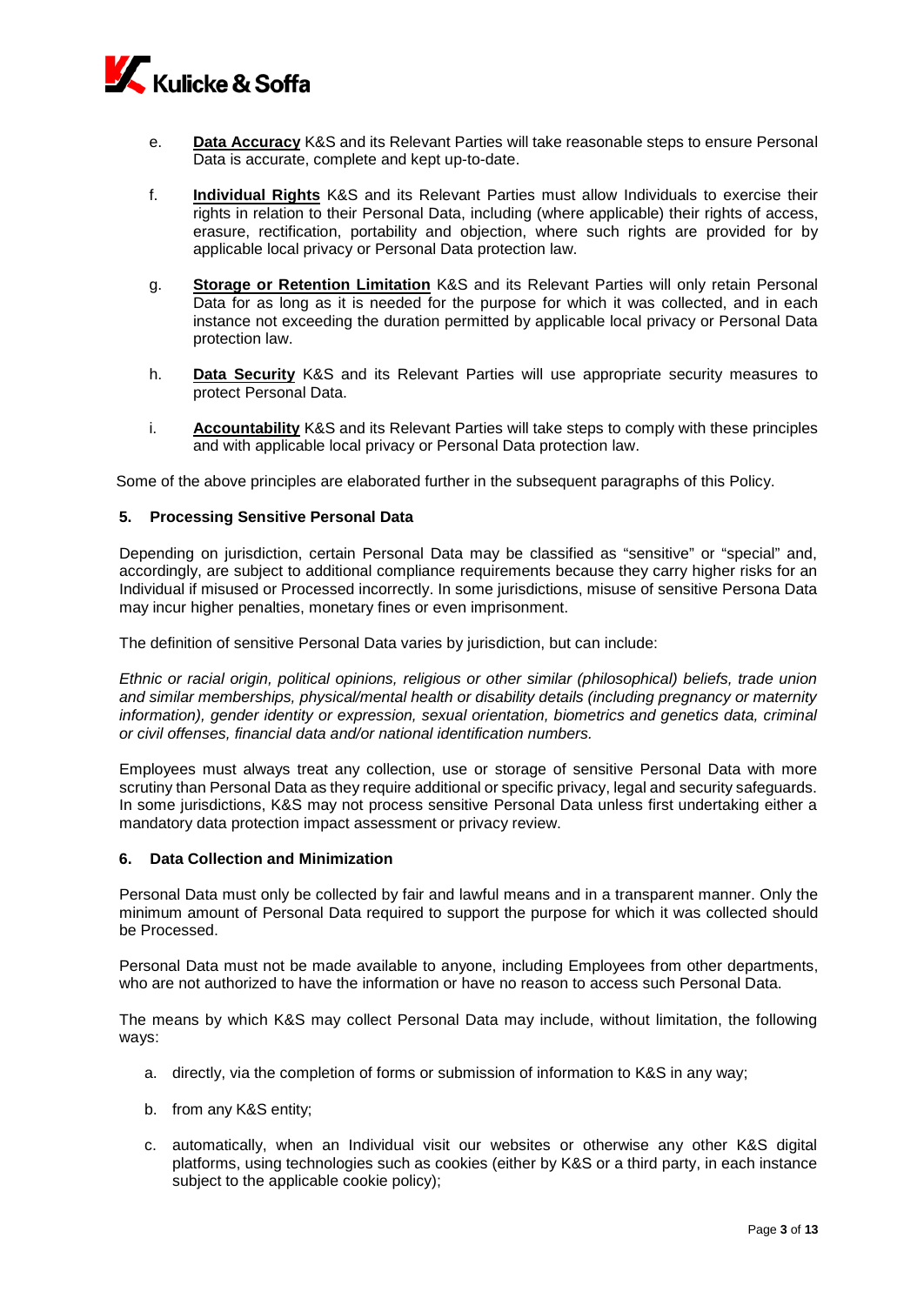e. **Data Accuracy** K&S and its Relevant Parties will take reasonable steps to ensure Personal Data is accurate, complete and kept up-to-date.

f. **Individual Rights** K&S and its Relevant Parties must allow Individuals to exercise their rights in relation to their Personal Data, including (where applicable) their rights of access, erasure, rectification, portability and objection, where such rights are provided for by applicable local privacy or Personal Data protection law.

g. **Storage or Retention Limitation** K&S and its Relevant Parties will only retain Personal Data for as long as it is needed for the purpose for which it was collected, and in each instance not exceeding the duration permitted by applicable local privacy or Personal Data protection law.

h. **Data Security** K&S and its Relevant Parties will use appropriate security measures to protect Personal Data.

i. **Accountability** K&S and its Relevant Parties will take steps to comply with these principles and with applicable local privacy or Personal Data protection law.

Some of the above principles are elaborated further in the subsequent paragraphs of this Policy.

### 5. Processing Sensitive Personal Data

Depending on jurisdiction, certain Personal Data may be classified as "sensitive" or "special" and, accordingly, are subject to additional compliance requirements because they carry higher risks for an Individual if misused or Processed incorrectly. In some jurisdictions, misuse of sensitive Persona Data may incur higher penalties, monetary fines or even imprisonment.

The definition of sensitive Personal Data varies by jurisdiction, but can include:

*Ethnic or racial origin, political opinions, religious or other similar (philosophical) beliefs, trade union and similar memberships, physical/mental health or disability details (including pregnancy or maternity information), gender identity or expression, sexual orientation, biometrics and genetics data, criminal or civil offenses, financial data and/or national identification numbers.*

Employees must always treat any collection, use or storage of sensitive Personal Data with more scrutiny than Personal Data as they require additional or specific privacy, legal and security safeguards. In some jurisdictions, K&S may not process sensitive Personal Data unless first undertaking either a mandatory data protection impact assessment or privacy review.

### 6. Data Collection and Minimization

Personal Data must only be collected by fair and lawful means and in a transparent manner. Only the minimum amount of Personal Data required to support the purpose for which it was collected should be Processed.

Personal Data must not be made available to anyone, including Employees from other departments, who are not authorized to have the information or have no reason to access such Personal Data.

The means by which K&S may collect Personal Data may include, without limitation, the following ways:

a. directly, via the completion of forms or submission of information to K&S in any way;

b. from any K&S entity;

c. automatically, when an Individual visit our websites or otherwise any other K&S digital platforms, using technologies such as cookies (either by K&S or a third party, in each instance subject to the applicable cookie policy);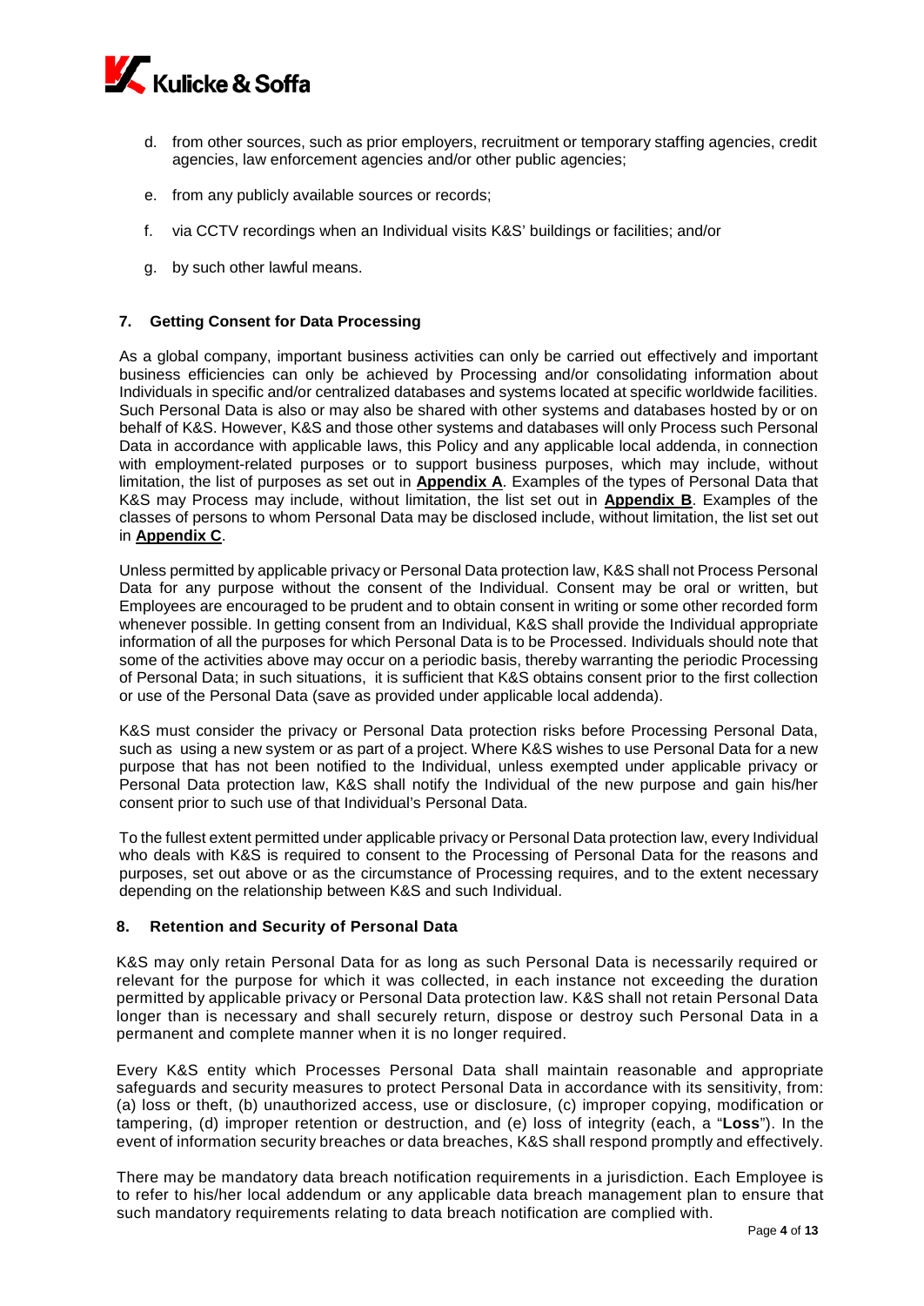d. from other sources, such as prior employers, recruitment or temporary staffing agencies, credit agencies, law enforcement agencies and/or other public agencies;

e. from any publicly available sources or records;

f. via CCTV recordings when an Individual visits K&S' buildings or facilities; and/or

g. by such other lawful means.

## 7. Getting Consent for Data Processing

As a global company, important business activities can only be carried out effectively and important business efficiencies can only be achieved by Processing and/or consolidating information about Individuals in specific and/or centralized databases and systems located at specific worldwide facilities. Such Personal Data is also or may also be shared with other systems and databases hosted by or on behalf of K&S. However, K&S and those other systems and databases will only Process such Personal Data in accordance with applicable laws, this Policy and any applicable local addenda, in connection with employment-related purposes or to support business purposes, which may include, without limitation, the list of purposes as set out in **Appendix A**. Examples of the types of Personal Data that K&S may Process may include, without limitation, the list set out in **Appendix B**. Examples of the classes of persons to whom Personal Data may be disclosed include, without limitation, the list set out in **Appendix C**.

Unless permitted by applicable privacy or Personal Data protection law, K&S shall not Process Personal Data for any purpose without the consent of the Individual. Consent may be oral or written, but Employees are encouraged to be prudent and to obtain consent in writing or some other recorded form whenever possible. In getting consent from an Individual, K&S shall provide the Individual appropriate information of all the purposes for which Personal Data is to be Processed. Individuals should note that some of the activities above may occur on a periodic basis, thereby warranting the periodic Processing of Personal Data; in such situations, it is sufficient that K&S obtains consent prior to the first collection or use of the Personal Data (save as provided under applicable local addenda).

K&S must consider the privacy or Personal Data protection risks before Processing Personal Data, such as using a new system or as part of a project. Where K&S wishes to use Personal Data for a new purpose that has not been notified to the Individual, unless exempted under applicable privacy or Personal Data protection law, K&S shall notify the Individual of the new purpose and gain his/her consent prior to such use of that Individual's Personal Data.

To the fullest extent permitted under applicable privacy or Personal Data protection law, every Individual who deals with K&S is required to consent to the Processing of Personal Data for the reasons and purposes, set out above or as the circumstance of Processing requires, and to the extent necessary depending on the relationship between K&S and such Individual.

## 8. Retention and Security of Personal Data

K&S may only retain Personal Data for as long as such Personal Data is necessarily required or relevant for the purpose for which it was collected, in each instance not exceeding the duration permitted by applicable privacy or Personal Data protection law. K&S shall not retain Personal Data longer than is necessary and shall securely return, dispose or destroy such Personal Data in a permanent and complete manner when it is no longer required.

Every K&S entity which Processes Personal Data shall maintain reasonable and appropriate safeguards and security measures to protect Personal Data in accordance with its sensitivity, from: (a) loss or theft, (b) unauthorized access, use or disclosure, (c) improper copying, modification or tampering, (d) improper retention or destruction, and (e) loss of integrity (each, a "**Loss**"). In the event of information security breaches or data breaches, K&S shall respond promptly and effectively.

There may be mandatory data breach notification requirements in a jurisdiction. Each Employee is to refer to his/her local addendum or any applicable data breach management plan to ensure that such mandatory requirements relating to data breach notification are complied with.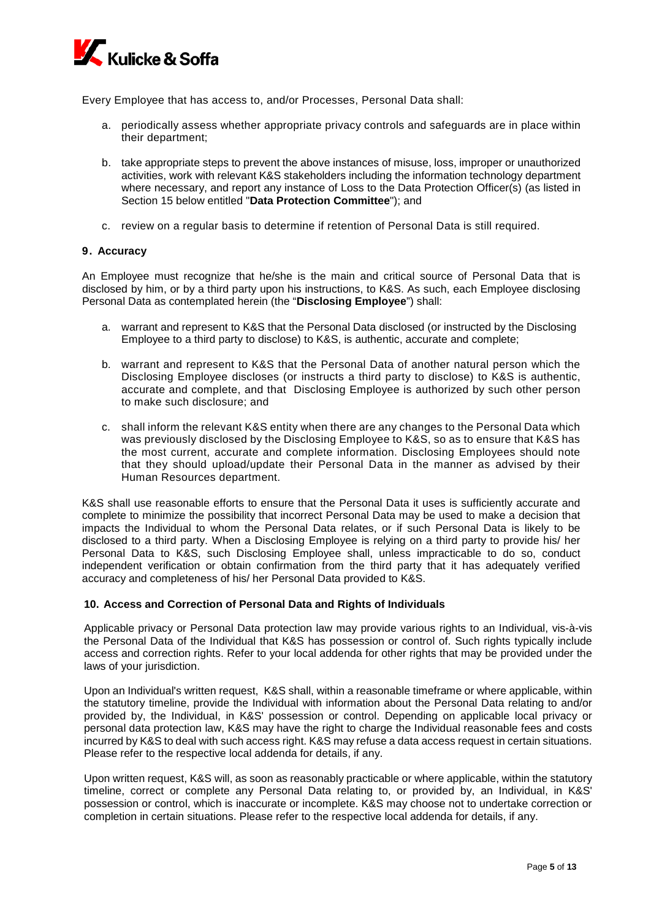Every Employee that has access to, and/or Processes, Personal Data shall:

a. periodically assess whether appropriate privacy controls and safeguards are in place within their department;

b. take appropriate steps to prevent the above instances of misuse, loss, improper or unauthorized activities, work with relevant K&S stakeholders including the information technology department where necessary, and report any instance of Loss to the Data Protection Officer(s) (as listed in Section 15 below entitled "**Data Protection Committee**"); and

c. review on a regular basis to determine if retention of Personal Data is still required.

### 9. Accuracy

An Employee must recognize that he/she is the main and critical source of Personal Data that is disclosed by him, or by a third party upon his instructions, to K&S. As such, each Employee disclosing Personal Data as contemplated herein (the "**Disclosing Employee**") shall:

a. warrant and represent to K&S that the Personal Data disclosed (or instructed by the Disclosing Employee to a third party to disclose) to K&S, is authentic, accurate and complete;

b. warrant and represent to K&S that the Personal Data of another natural person which the Disclosing Employee discloses (or instructs a third party to disclose) to K&S is authentic, accurate and complete, and that Disclosing Employee is authorized by such other person to make such disclosure; and

c. shall inform the relevant K&S entity when there are any changes to the Personal Data which was previously disclosed by the Disclosing Employee to K&S, so as to ensure that K&S has the most current, accurate and complete information. Disclosing Employees should note that they should upload/update their Personal Data in the manner as advised by their Human Resources department.

K&S shall use reasonable efforts to ensure that the Personal Data it uses is sufficiently accurate and complete to minimize the possibility that incorrect Personal Data may be used to make a decision that impacts the Individual to whom the Personal Data relates, or if such Personal Data is likely to be disclosed to a third party. When a Disclosing Employee is relying on a third party to provide his/ her Personal Data to K&S, such Disclosing Employee shall, unless impracticable to do so, conduct independent verification or obtain confirmation from the third party that it has adequately verified accuracy and completeness of his/ her Personal Data provided to K&S.

### 10. Access and Correction of Personal Data and Rights of Individuals

Applicable privacy or Personal Data protection law may provide various rights to an Individual, vis-à-vis the Personal Data of the Individual that K&S has possession or control of. Such rights typically include access and correction rights. Refer to your local addenda for other rights that may be provided under the laws of your jurisdiction.

Upon an Individual's written request, K&S shall, within a reasonable timeframe or where applicable, within the statutory timeline, provide the Individual with information about the Personal Data relating to and/or provided by, the Individual, in K&S' possession or control. Depending on applicable local privacy or personal data protection law, K&S may have the right to charge the Individual reasonable fees and costs incurred by K&S to deal with such access right. K&S may refuse a data access request in certain situations. Please refer to the respective local addenda for details, if any.

Upon written request, K&S will, as soon as reasonably practicable or where applicable, within the statutory timeline, correct or complete any Personal Data relating to, or provided by, an Individual, in K&S' possession or control, which is inaccurate or incomplete. K&S may choose not to undertake correction or completion in certain situations. Please refer to the respective local addenda for details, if any.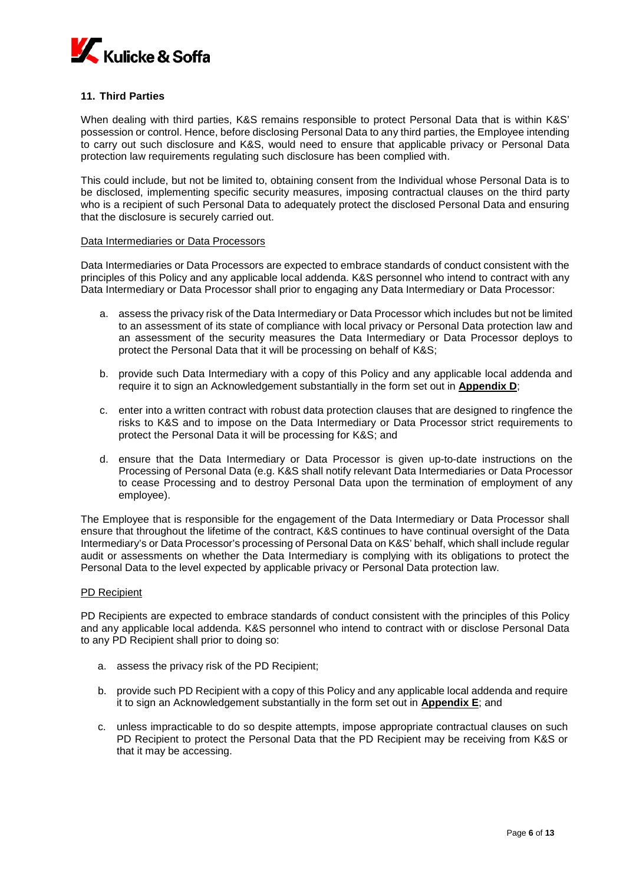## 11. Third Parties

When dealing with third parties, K&S remains responsible to protect Personal Data that is within K&S' possession or control. Hence, before disclosing Personal Data to any third parties, the Employee intending to carry out such disclosure and K&S, would need to ensure that applicable privacy or Personal Data protection law requirements regulating such disclosure has been complied with.

This could include, but not be limited to, obtaining consent from the Individual whose Personal Data is to be disclosed, implementing specific security measures, imposing contractual clauses on the third party who is a recipient of such Personal Data to adequately protect the disclosed Personal Data and ensuring that the disclosure is securely carried out.

Data Intermediaries or Data Processors

Data Intermediaries or Data Processors are expected to embrace standards of conduct consistent with the principles of this Policy and any applicable local addenda. K&S personnel who intend to contract with any Data Intermediary or Data Processor shall prior to engaging any Data Intermediary or Data Processor:

a. assess the privacy risk of the Data Intermediary or Data Processor which includes but not be limited to an assessment of its state of compliance with local privacy or Personal Data protection law and an assessment of the security measures the Data Intermediary or Data Processor deploys to protect the Personal Data that it will be processing on behalf of K&S;

b. provide such Data Intermediary with a copy of this Policy and any applicable local addenda and require it to sign an Acknowledgement substantially in the form set out in **Appendix D**;

c. enter into a written contract with robust data protection clauses that are designed to ringfence the risks to K&S and to impose on the Data Intermediary or Data Processor strict requirements to protect the Personal Data it will be processing for K&S; and

d. ensure that the Data Intermediary or Data Processor is given up-to-date instructions on the Processing of Personal Data (e.g. K&S shall notify relevant Data Intermediaries or Data Processor to cease Processing and to destroy Personal Data upon the termination of employment of any employee).

The Employee that is responsible for the engagement of the Data Intermediary or Data Processor shall ensure that throughout the lifetime of the contract, K&S continues to have continual oversight of the Data Intermediary's or Data Processor's processing of Personal Data on K&S' behalf, which shall include regular audit or assessments on whether the Data Intermediary is complying with its obligations to protect the Personal Data to the level expected by applicable privacy or Personal Data protection law.

PD Recipient

PD Recipients are expected to embrace standards of conduct consistent with the principles of this Policy and any applicable local addenda. K&S personnel who intend to contract with or disclose Personal Data to any PD Recipient shall prior to doing so:

a. assess the privacy risk of the PD Recipient;

b. provide such PD Recipient with a copy of this Policy and any applicable local addenda and require it to sign an Acknowledgement substantially in the form set out in **Appendix E**; and

c. unless impracticable to do so despite attempts, impose appropriate contractual clauses on such PD Recipient to protect the Personal Data that the PD Recipient may be receiving from K&S or that it may be accessing.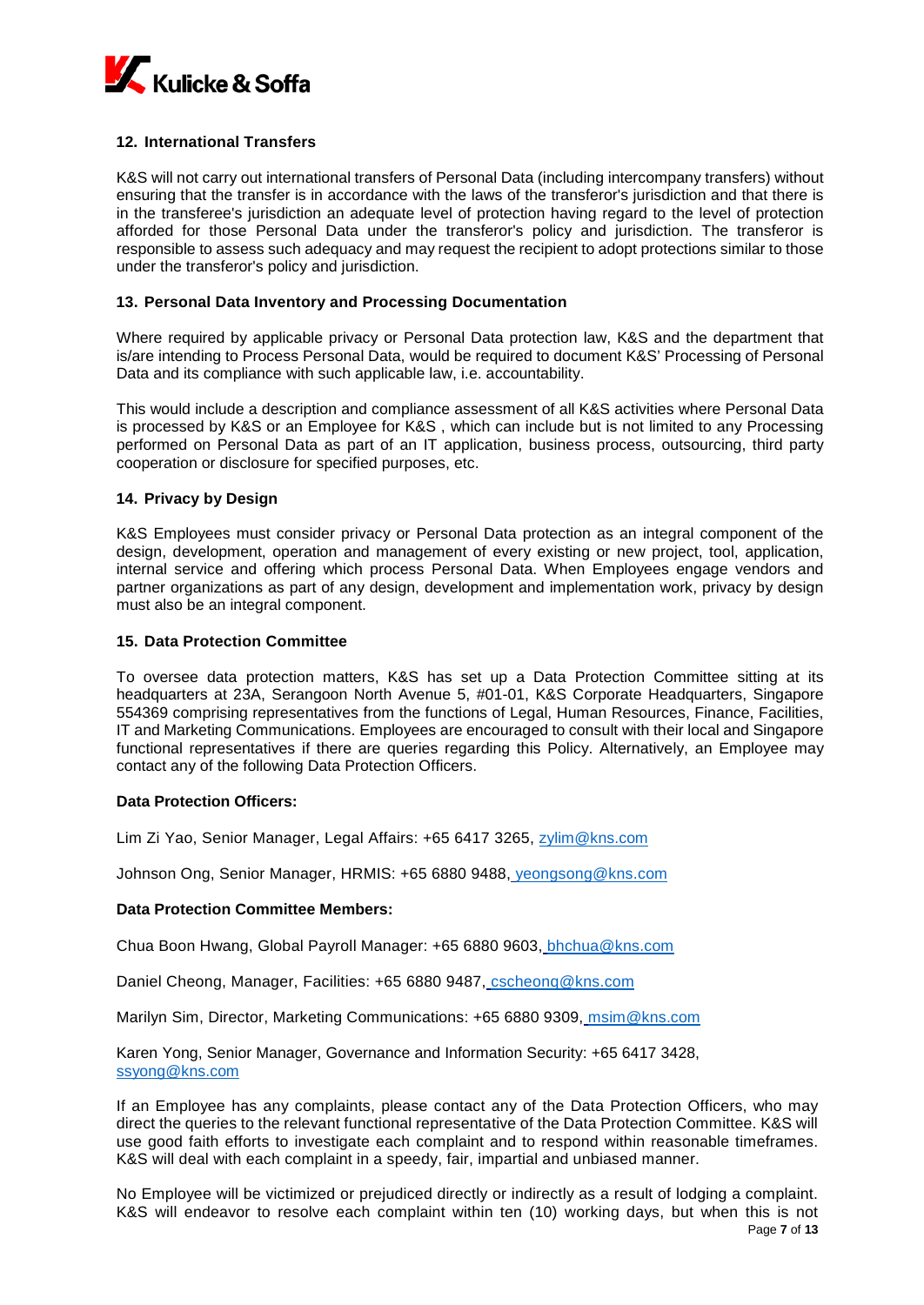## 12. International Transfers

K&S will not carry out international transfers of Personal Data (including intercompany transfers) without ensuring that the transfer is in accordance with the laws of the transferor's jurisdiction and that there is in the transferee's jurisdiction an adequate level of protection having regard to the level of protection afforded for those Personal Data under the transferor's policy and jurisdiction. The transferor is responsible to assess such adequacy and may request the recipient to adopt protections similar to those under the transferor's policy and jurisdiction.

## 13. Personal Data Inventory and Processing Documentation

Where required by applicable privacy or Personal Data protection law, K&S and the department that is/are intending to Process Personal Data, would be required to document K&S' Processing of Personal Data and its compliance with such applicable law, i.e. accountability.

This would include a description and compliance assessment of all K&S activities where Personal Data is processed by K&S or an Employee for K&S , which can include but is not limited to any Processing performed on Personal Data as part of an IT application, business process, outsourcing, third party cooperation or disclosure for specified purposes, etc.

## 14. Privacy by Design

K&S Employees must consider privacy or Personal Data protection as an integral component of the design, development, operation and management of every existing or new project, tool, application, internal service and offering which process Personal Data. When Employees engage vendors and partner organizations as part of any design, development and implementation work, privacy by design must also be an integral component.

## 15. Data Protection Committee

To oversee data protection matters, K&S has set up a Data Protection Committee sitting at its headquarters at 23A, Serangoon North Avenue 5, #01-01, K&S Corporate Headquarters, Singapore 554369 comprising representatives from the functions of Legal, Human Resources, Finance, Facilities, IT and Marketing Communications. Employees are encouraged to consult with their local and Singapore functional representatives if there are queries regarding this Policy. Alternatively, an Employee may contact any of the following Data Protection Officers.

**Data Protection Officers:**

Lim Zi Yao, Senior Manager, Legal Affairs: +65 6417 3265, zylim@kns.com

Johnson Ong, Senior Manager, HRMIS: +65 6880 9488, yeongsong@kns.com

**Data Protection Committee Members:**

Chua Boon Hwang, Global Payroll Manager: +65 6880 9603, bhchua@kns.com

Daniel Cheong, Manager, Facilities: +65 6880 9487, cscheong@kns.com

Marilyn Sim, Director, Marketing Communications: +65 6880 9309, msim@kns.com

Karen Yong, Senior Manager, Governance and Information Security: +65 6417 3428, ssyong@kns.com

If an Employee has any complaints, please contact any of the Data Protection Officers, who may direct the queries to the relevant functional representative of the Data Protection Committee. K&S will use good faith efforts to investigate each complaint and to respond within reasonable timeframes. K&S will deal with each complaint in a speedy, fair, impartial and unbiased manner.

No Employee will be victimized or prejudiced directly or indirectly as a result of lodging a complaint. K&S will endeavor to resolve each complaint within ten (10) working days, but when this is not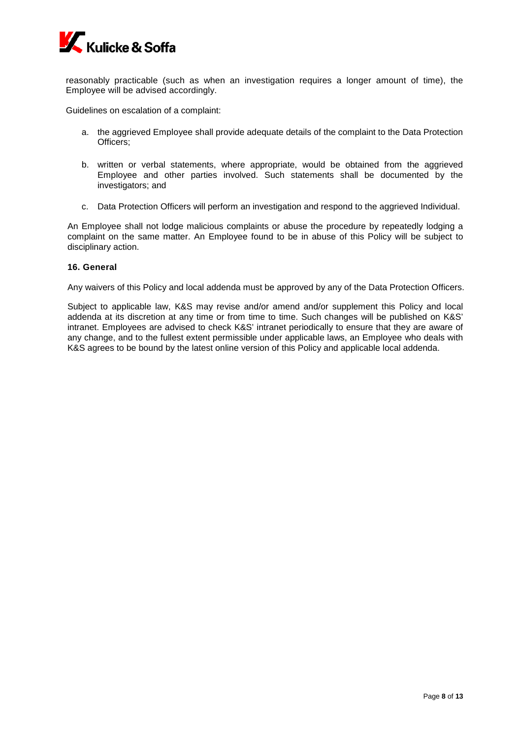reasonably practicable (such as when an investigation requires a longer amount of time), the Employee will be advised accordingly.

Guidelines on escalation of a complaint:

a. the aggrieved Employee shall provide adequate details of the complaint to the Data Protection Officers;

b. written or verbal statements, where appropriate, would be obtained from the aggrieved Employee and other parties involved. Such statements shall be documented by the investigators; and

c. Data Protection Officers will perform an investigation and respond to the aggrieved Individual.

An Employee shall not lodge malicious complaints or abuse the procedure by repeatedly lodging a complaint on the same matter. An Employee found to be in abuse of this Policy will be subject to disciplinary action.

### 16. General

Any waivers of this Policy and local addenda must be approved by any of the Data Protection Officers.

Subject to applicable law, K&S may revise and/or amend and/or supplement this Policy and local addenda at its discretion at any time or from time to time. Such changes will be published on K&S' intranet. Employees are advised to check K&S' intranet periodically to ensure that they are aware of any change, and to the fullest extent permissible under applicable laws, an Employee who deals with K&S agrees to be bound by the latest online version of this Policy and applicable local addenda.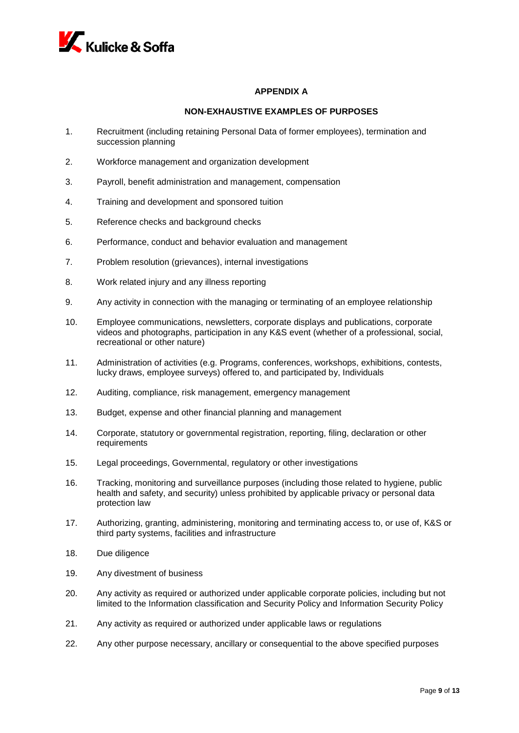## APPENDIX A

### NON-EXHAUSTIVE EXAMPLES OF PURPOSES

1. Recruitment (including retaining Personal Data of former employees), termination and succession planning
2. Workforce management and organization development
3. Payroll, benefit administration and management, compensation
4. Training and development and sponsored tuition
5. Reference checks and background checks
6. Performance, conduct and behavior evaluation and management
7. Problem resolution (grievances), internal investigations
8. Work related injury and any illness reporting
9. Any activity in connection with the managing or terminating of an employee relationship
10. Employee communications, newsletters, corporate displays and publications, corporate videos and photographs, participation in any K&S event (whether of a professional, social, recreational or other nature)
11. Administration of activities (e.g. Programs, conferences, workshops, exhibitions, contests, lucky draws, employee surveys) offered to, and participated by, Individuals
12. Auditing, compliance, risk management, emergency management
13. Budget, expense and other financial planning and management
14. Corporate, statutory or governmental registration, reporting, filing, declaration or other requirements
15. Legal proceedings, Governmental, regulatory or other investigations
16. Tracking, monitoring and surveillance purposes (including those related to hygiene, public health and safety, and security) unless prohibited by applicable privacy or personal data protection law
17. Authorizing, granting, administering, monitoring and terminating access to, or use of, K&S or third party systems, facilities and infrastructure
18. Due diligence
19. Any divestment of business
20. Any activity as required or authorized under applicable corporate policies, including but not limited to the Information classification and Security Policy and Information Security Policy
21. Any activity as required or authorized under applicable laws or regulations
22. Any other purpose necessary, ancillary or consequential to the above specified purposes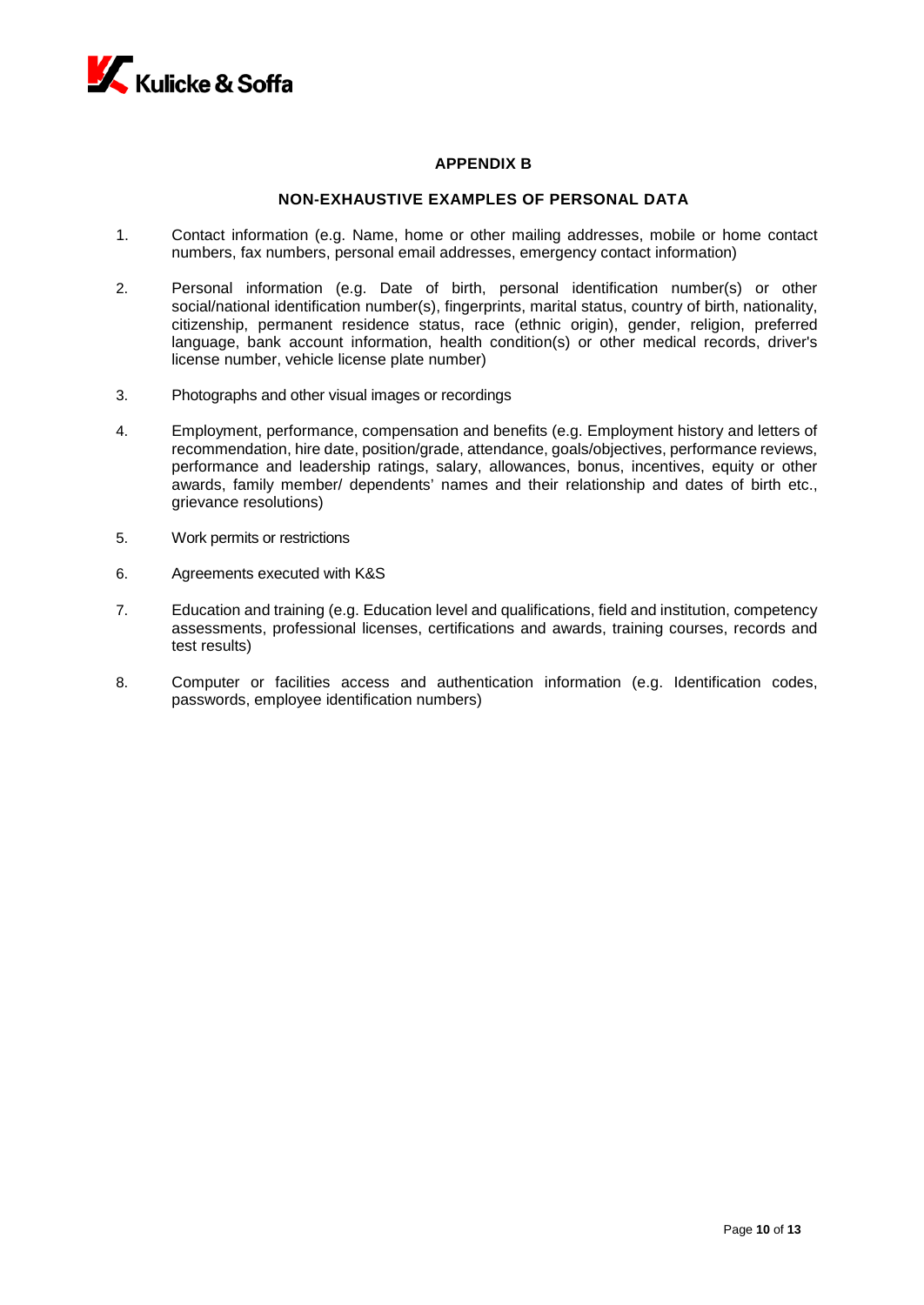## APPENDIX B

### NON-EXHAUSTIVE EXAMPLES OF PERSONAL DATA

1. Contact information (e.g. Name, home or other mailing addresses, mobile or home contact numbers, fax numbers, personal email addresses, emergency contact information)

2. Personal information (e.g. Date of birth, personal identification number(s) or other social/national identification number(s), fingerprints, marital status, country of birth, nationality, citizenship, permanent residence status, race (ethnic origin), gender, religion, preferred language, bank account information, health condition(s) or other medical records, driver's license number, vehicle license plate number)

3. Photographs and other visual images or recordings

4. Employment, performance, compensation and benefits (e.g. Employment history and letters of recommendation, hire date, position/grade, attendance, goals/objectives, performance reviews, performance and leadership ratings, salary, allowances, bonus, incentives, equity or other awards, family member/ dependents' names and their relationship and dates of birth etc., grievance resolutions)

5. Work permits or restrictions

6. Agreements executed with K&S

7. Education and training (e.g. Education level and qualifications, field and institution, competency assessments, professional licenses, certifications and awards, training courses, records and test results)

8. Computer or facilities access and authentication information (e.g. Identification codes, passwords, employee identification numbers)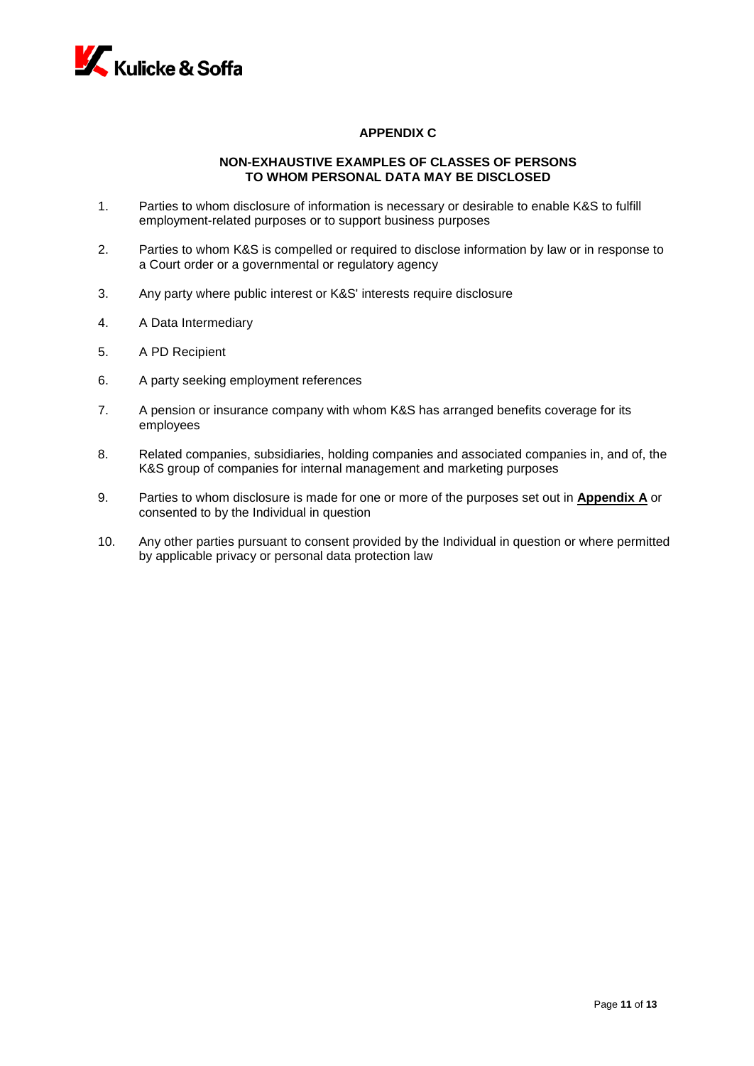## APPENDIX C

### NON-EXHAUSTIVE EXAMPLES OF CLASSES OF PERSONS TO WHOM PERSONAL DATA MAY BE DISCLOSED

1. Parties to whom disclosure of information is necessary or desirable to enable K&S to fulfill employment-related purposes or to support business purposes

2. Parties to whom K&S is compelled or required to disclose information by law or in response to a Court order or a governmental or regulatory agency

3. Any party where public interest or K&S' interests require disclosure

4. A Data Intermediary

5. A PD Recipient

6. A party seeking employment references

7. A pension or insurance company with whom K&S has arranged benefits coverage for its employees

8. Related companies, subsidiaries, holding companies and associated companies in, and of, the K&S group of companies for internal management and marketing purposes

9. Parties to whom disclosure is made for one or more of the purposes set out in **Appendix A** or consented to by the Individual in question

10. Any other parties pursuant to consent provided by the Individual in question or where permitted by applicable privacy or personal data protection law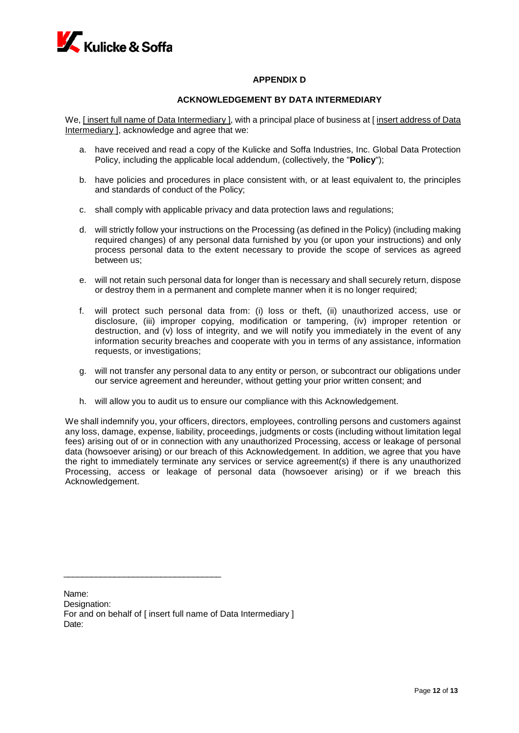## APPENDIX D

## ACKNOWLEDGEMENT BY DATA INTERMEDIARY

We, [ insert full name of Data Intermediary ], with a principal place of business at [ insert address of Data Intermediary ], acknowledge and agree that we:

a. have received and read a copy of the Kulicke and Soffa Industries, Inc. Global Data Protection Policy, including the applicable local addendum, (collectively, the "**Policy**");

b. have policies and procedures in place consistent with, or at least equivalent to, the principles and standards of conduct of the Policy;

c. shall comply with applicable privacy and data protection laws and regulations;

d. will strictly follow your instructions on the Processing (as defined in the Policy) (including making required changes) of any personal data furnished by you (or upon your instructions) and only process personal data to the extent necessary to provide the scope of services as agreed between us;

e. will not retain such personal data for longer than is necessary and shall securely return, dispose or destroy them in a permanent and complete manner when it is no longer required;

f. will protect such personal data from: (i) loss or theft, (ii) unauthorized access, use or disclosure, (iii) improper copying, modification or tampering, (iv) improper retention or destruction, and (v) loss of integrity, and we will notify you immediately in the event of any information security breaches and cooperate with you in terms of any assistance, information requests, or investigations;

g. will not transfer any personal data to any entity or person, or subcontract our obligations under our service agreement and hereunder, without getting your prior written consent; and

h. will allow you to audit us to ensure our compliance with this Acknowledgement.

We shall indemnify you, your officers, directors, employees, controlling persons and customers against any loss, damage, expense, liability, proceedings, judgments or costs (including without limitation legal fees) arising out of or in connection with any unauthorized Processing, access or leakage of personal data (howsoever arising) or our breach of this Acknowledgement. In addition, we agree that you have the right to immediately terminate any services or service agreement(s) if there is any unauthorized Processing, access or leakage of personal data (howsoever arising) or if we breach this Acknowledgement.

\_\_\_\_\_\_\_\_\_\_\_\_\_\_\_\_\_\_\_\_\_\_\_\_\_\_\_\_\_\_\_\_\_\_

Name:
Designation:
For and on behalf of [ insert full name of Data Intermediary ]
Date: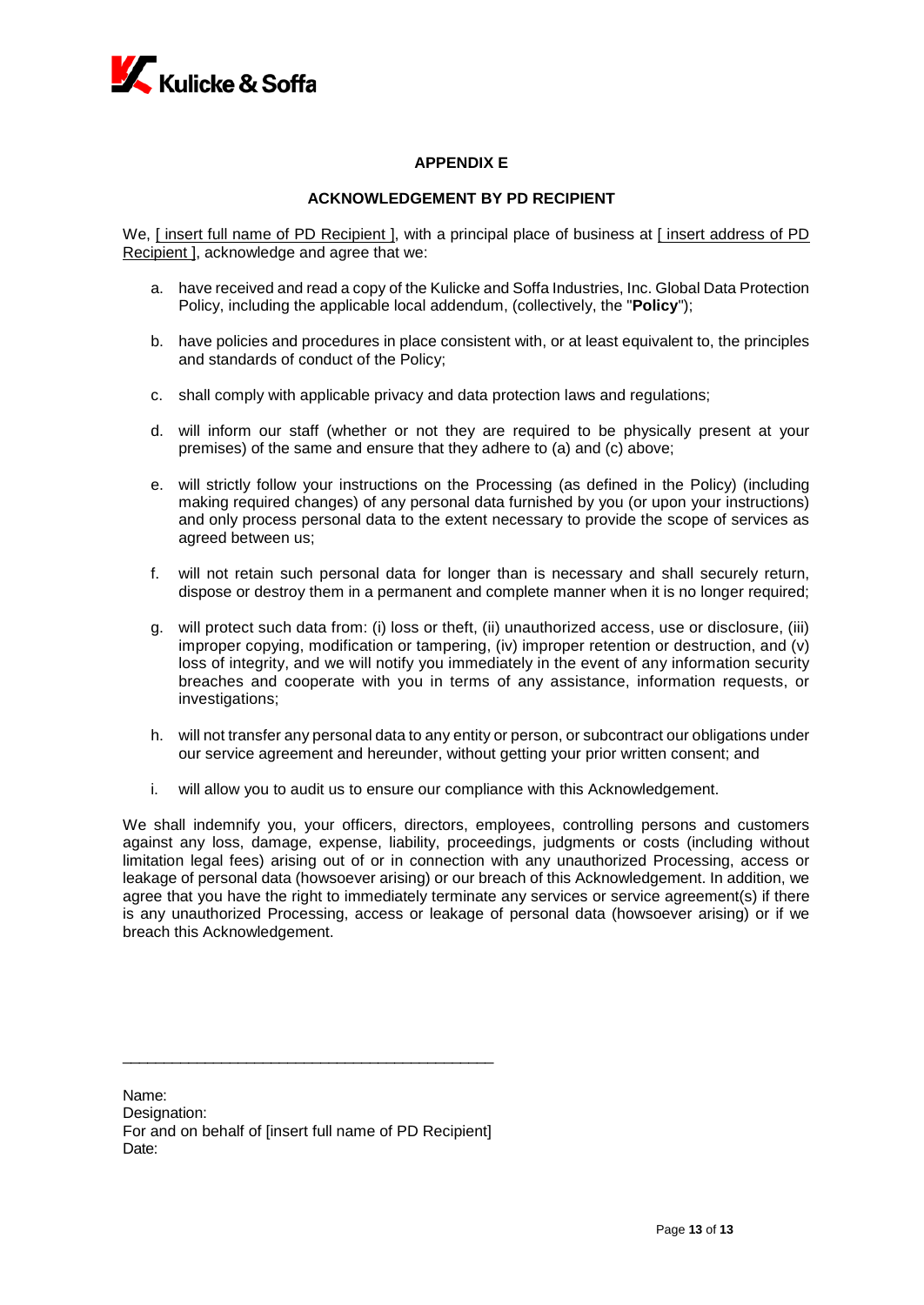## APPENDIX E

## ACKNOWLEDGEMENT BY PD RECIPIENT

We, [ insert full name of PD Recipient ], with a principal place of business at [ insert address of PD Recipient ], acknowledge and agree that we:

a. have received and read a copy of the Kulicke and Soffa Industries, Inc. Global Data Protection Policy, including the applicable local addendum, (collectively, the "**Policy**");

b. have policies and procedures in place consistent with, or at least equivalent to, the principles and standards of conduct of the Policy;

c. shall comply with applicable privacy and data protection laws and regulations;

d. will inform our staff (whether or not they are required to be physically present at your premises) of the same and ensure that they adhere to (a) and (c) above;

e. will strictly follow your instructions on the Processing (as defined in the Policy) (including making required changes) of any personal data furnished by you (or upon your instructions) and only process personal data to the extent necessary to provide the scope of services as agreed between us;

f. will not retain such personal data for longer than is necessary and shall securely return, dispose or destroy them in a permanent and complete manner when it is no longer required;

g. will protect such data from: (i) loss or theft, (ii) unauthorized access, use or disclosure, (iii) improper copying, modification or tampering, (iv) improper retention or destruction, and (v) loss of integrity, and we will notify you immediately in the event of any information security breaches and cooperate with you in terms of any assistance, information requests, or investigations;

h. will not transfer any personal data to any entity or person, or subcontract our obligations under our service agreement and hereunder, without getting your prior written consent; and

i. will allow you to audit us to ensure our compliance with this Acknowledgement.

We shall indemnify you, your officers, directors, employees, controlling persons and customers against any loss, damage, expense, liability, proceedings, judgments or costs (including without limitation legal fees) arising out of or in connection with any unauthorized Processing, access or leakage of personal data (howsoever arising) or our breach of this Acknowledgement. In addition, we agree that you have the right to immediately terminate any services or service agreement(s) if there is any unauthorized Processing, access or leakage of personal data (howsoever arising) or if we breach this Acknowledgement.

\_\_\_\_\_\_\_\_\_\_\_\_\_\_\_\_\_\_\_\_\_\_\_\_\_\_\_\_\_\_\_\_\_\_\_\_\_\_\_\_\_\_\_\_

Name:
Designation:
For and on behalf of [insert full name of PD Recipient]
Date: